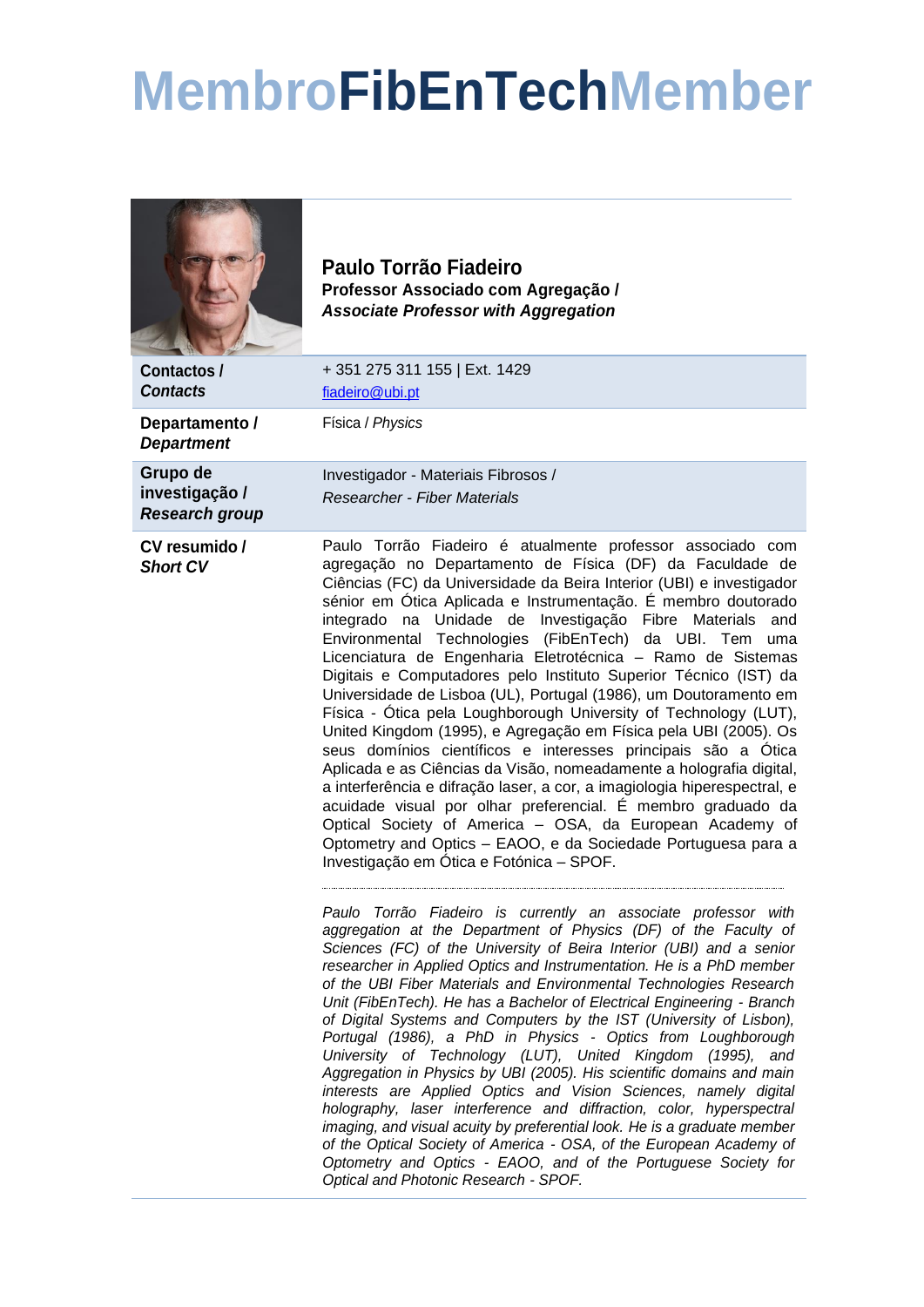# MembroFibEnTechMember

## Paulo Torrão Fiadeiro

**Professor Associado com Agregação /**
***Associate Professor with Aggregation***

| | |
|---|---|
| **Contactos /** ***Contacts*** | + 351 275 311 155 \| Ext. 1429<br>fiadeiro@ubi.pt |
| **Departamento /** ***Department*** | Física / *Physics* |
| **Grupo de investigação /** ***Research group*** | Investigador - Materiais Fibrosos /<br>*Researcher - Fiber Materials* |
| **CV resumido /** ***Short CV*** | Paulo Torrão Fiadeiro é atualmente professor associado com agregação no Departamento de Física (DF) da Faculdade de Ciências (FC) da Universidade da Beira Interior (UBI) e investigador sénior em Ótica Aplicada e Instrumentação. É membro doutorado integrado na Unidade de Investigação Fibre Materials and Environmental Technologies (FibEnTech) da UBI. Tem uma Licenciatura de Engenharia Eletrotécnica – Ramo de Sistemas Digitais e Computadores pelo Instituto Superior Técnico (IST) da Universidade de Lisboa (UL), Portugal (1986), um Doutoramento em Física - Ótica pela Loughborough University of Technology (LUT), United Kingdom (1995), e Agregação em Física pela UBI (2005). Os seus domínios científicos e interesses principais são a Ótica Aplicada e as Ciências da Visão, nomeadamente a holografia digital, a interferência e difração laser, a cor, a imagiologia hiperespectral, e acuidade visual por olhar preferencial. É membro graduado da Optical Society of America – OSA, da European Academy of Optometry and Optics – EAOO, e da Sociedade Portuguesa para a Investigação em Ótica e Fotónica – SPOF.<br><br>*Paulo Torrão Fiadeiro is currently an associate professor with aggregation at the Department of Physics (DF) of the Faculty of Sciences (FC) of the University of Beira Interior (UBI) and a senior researcher in Applied Optics and Instrumentation. He is a PhD member of the UBI Fiber Materials and Environmental Technologies Research Unit (FibEnTech). He has a Bachelor of Electrical Engineering - Branch of Digital Systems and Computers by the IST (University of Lisbon), Portugal (1986), a PhD in Physics - Optics from Loughborough University of Technology (LUT), United Kingdom (1995), and Aggregation in Physics by UBI (2005). His scientific domains and main interests are Applied Optics and Vision Sciences, namely digital holography, laser interference and diffraction, color, hyperspectral imaging, and visual acuity by preferential look. He is a graduate member of the Optical Society of America - OSA, of the European Academy of Optometry and Optics - EAOO, and of the Portuguese Society for Optical and Photonic Research - SPOF.* |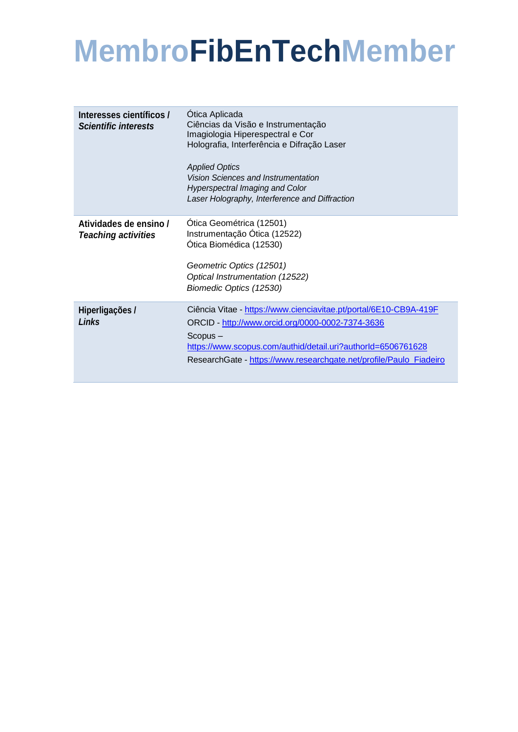# MembroFibEnTechMember

| | |
|---|---|
| **Interesses científicos /** ***Scientific interests*** | Ótica Aplicada<br>Ciências da Visão e Instrumentação<br>Imagiologia Hiperespectral e Cor<br>Holografia, Interferência e Difração Laser<br><br>*Applied Optics*<br>*Vision Sciences and Instrumentation*<br>*Hyperspectral Imaging and Color*<br>*Laser Holography, Interference and Diffraction* |
| **Atividades de ensino /** ***Teaching activities*** | Ótica Geométrica (12501)<br>Instrumentação Ótica (12522)<br>Ótica Biomédica (12530)<br><br>*Geometric Optics (12501)*<br>*Optical Instrumentation (12522)*<br>*Biomedic Optics (12530)* |
| **Hiperligações /** ***Links*** | Ciência Vitae - https://www.cienciavitae.pt/portal/6E10-CB9A-419F<br>ORCID - http://www.orcid.org/0000-0002-7374-3636<br>Scopus – https://www.scopus.com/authid/detail.uri?authorId=6506761628<br>ResearchGate - https://www.researchgate.net/profile/Paulo_Fiadeiro |